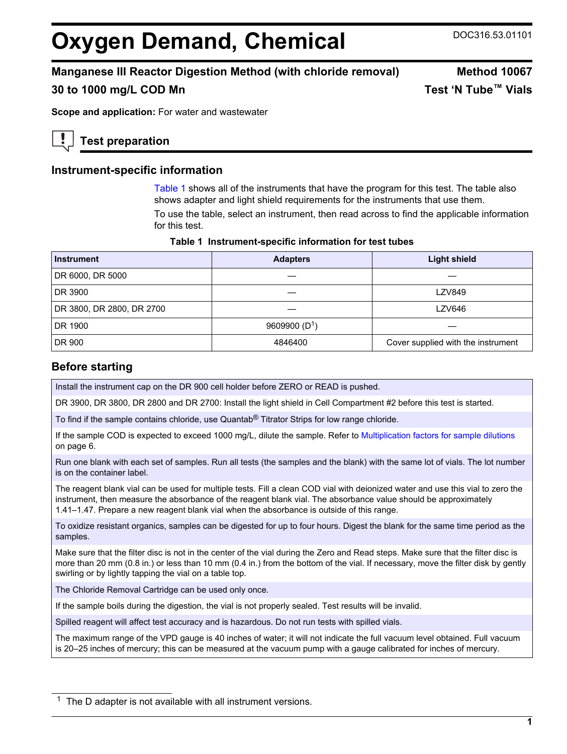# Oxygen Demand, Chemical

DOC316.53.01101

## Manganese III Reactor Digestion Method (with chloride removal) — Method 10067

## 30 to 1000 mg/L COD Mn — Test 'N Tube™ Vials

**Scope and application:** For water and wastewater

## Test preparation

### Instrument-specific information

Table 1 shows all of the instruments that have the program for this test. The table also shows adapter and light shield requirements for the instruments that use them.

To use the table, select an instrument, then read across to find the applicable information for this test.

**Table 1 Instrument-specific information for test tubes**

| Instrument | Adapters | Light shield |
|---|---|---|
| DR 6000, DR 5000 | — | — |
| DR 3900 | — | LZV849 |
| DR 3800, DR 2800, DR 2700 | — | LZV646 |
| DR 1900 | 9609900 (D[1]) | — |
| DR 900 | 4846400 | Cover supplied with the instrument |

### Before starting

Install the instrument cap on the DR 900 cell holder before ZERO or READ is pushed.

DR 3900, DR 3800, DR 2800 and DR 2700: Install the light shield in Cell Compartment #2 before this test is started.

To find if the sample contains chloride, use Quantab® Titrator Strips for low range chloride.

If the sample COD is expected to exceed 1000 mg/L, dilute the sample. Refer to Multiplication factors for sample dilutions on page 6.

Run one blank with each set of samples. Run all tests (the samples and the blank) with the same lot of vials. The lot number is on the container label.

The reagent blank vial can be used for multiple tests. Fill a clean COD vial with deionized water and use this vial to zero the instrument, then measure the absorbance of the reagent blank vial. The absorbance value should be approximately 1.41–1.47. Prepare a new reagent blank vial when the absorbance is outside of this range.

To oxidize resistant organics, samples can be digested for up to four hours. Digest the blank for the same time period as the samples.

Make sure that the filter disc is not in the center of the vial during the Zero and Read steps. Make sure that the filter disc is more than 20 mm (0.8 in.) or less than 10 mm (0.4 in.) from the bottom of the vial. If necessary, move the filter disk by gently swirling or by lightly tapping the vial on a table top.

The Chloride Removal Cartridge can be used only once.

If the sample boils during the digestion, the vial is not properly sealed. Test results will be invalid.

Spilled reagent will affect test accuracy and is hazardous. Do not run tests with spilled vials.

The maximum range of the VPD gauge is 40 inches of water; it will not indicate the full vacuum level obtained. Full vacuum is 20–25 inches of mercury; this can be measured at the vacuum pump with a gauge calibrated for inches of mercury.

[1] The D adapter is not available with all instrument versions.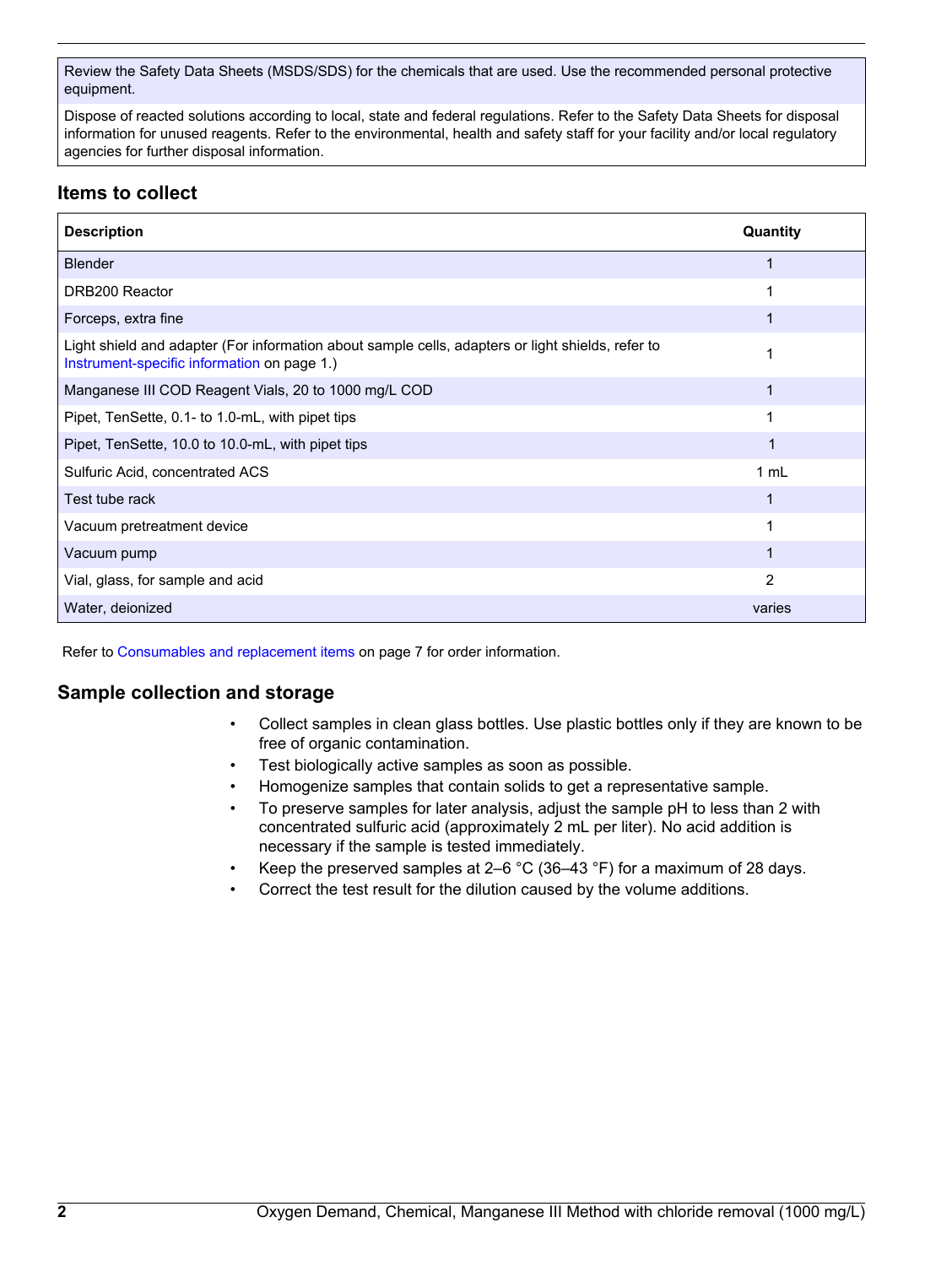Review the Safety Data Sheets (MSDS/SDS) for the chemicals that are used. Use the recommended personal protective equipment.

Dispose of reacted solutions according to local, state and federal regulations. Refer to the Safety Data Sheets for disposal information for unused reagents. Refer to the environmental, health and safety staff for your facility and/or local regulatory agencies for further disposal information.

## Items to collect

| Description | Quantity |
|---|---|
| Blender | 1 |
| DRB200 Reactor | 1 |
| Forceps, extra fine | 1 |
| Light shield and adapter (For information about sample cells, adapters or light shields, refer to Instrument-specific information on page 1.) | 1 |
| Manganese III COD Reagent Vials, 20 to 1000 mg/L COD | 1 |
| Pipet, TenSette, 0.1- to 1.0-mL, with pipet tips | 1 |
| Pipet, TenSette, 10.0 to 10.0-mL, with pipet tips | 1 |
| Sulfuric Acid, concentrated ACS | 1 mL |
| Test tube rack | 1 |
| Vacuum pretreatment device | 1 |
| Vacuum pump | 1 |
| Vial, glass, for sample and acid | 2 |
| Water, deionized | varies |

Refer to Consumables and replacement items on page 7 for order information.

## Sample collection and storage

- Collect samples in clean glass bottles. Use plastic bottles only if they are known to be free of organic contamination.
- Test biologically active samples as soon as possible.
- Homogenize samples that contain solids to get a representative sample.
- To preserve samples for later analysis, adjust the sample pH to less than 2 with concentrated sulfuric acid (approximately 2 mL per liter). No acid addition is necessary if the sample is tested immediately.
- Keep the preserved samples at 2–6 °C (36–43 °F) for a maximum of 28 days.
- Correct the test result for the dilution caused by the volume additions.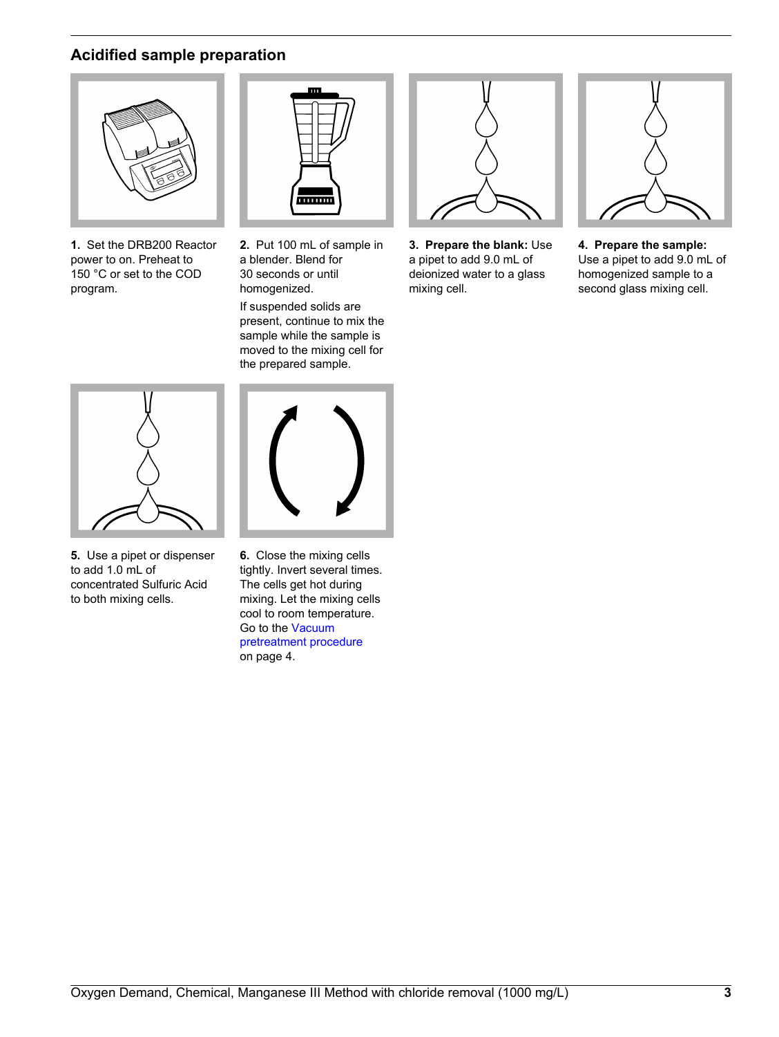## Acidified sample preparation

**1.** Set the DRB200 Reactor power to on. Preheat to 150 °C or set to the COD program.

**2.** Put 100 mL of sample in a blender. Blend for 30 seconds or until homogenized.

If suspended solids are present, continue to mix the sample while the sample is moved to the mixing cell for the prepared sample.

**3. Prepare the blank:** Use a pipet to add 9.0 mL of deionized water to a glass mixing cell.

**4. Prepare the sample:** Use a pipet to add 9.0 mL of homogenized sample to a second glass mixing cell.

**5.** Use a pipet or dispenser to add 1.0 mL of concentrated Sulfuric Acid to both mixing cells.

**6.** Close the mixing cells tightly. Invert several times. The cells get hot during mixing. Let the mixing cells cool to room temperature. Go to the Vacuum pretreatment procedure on page 4.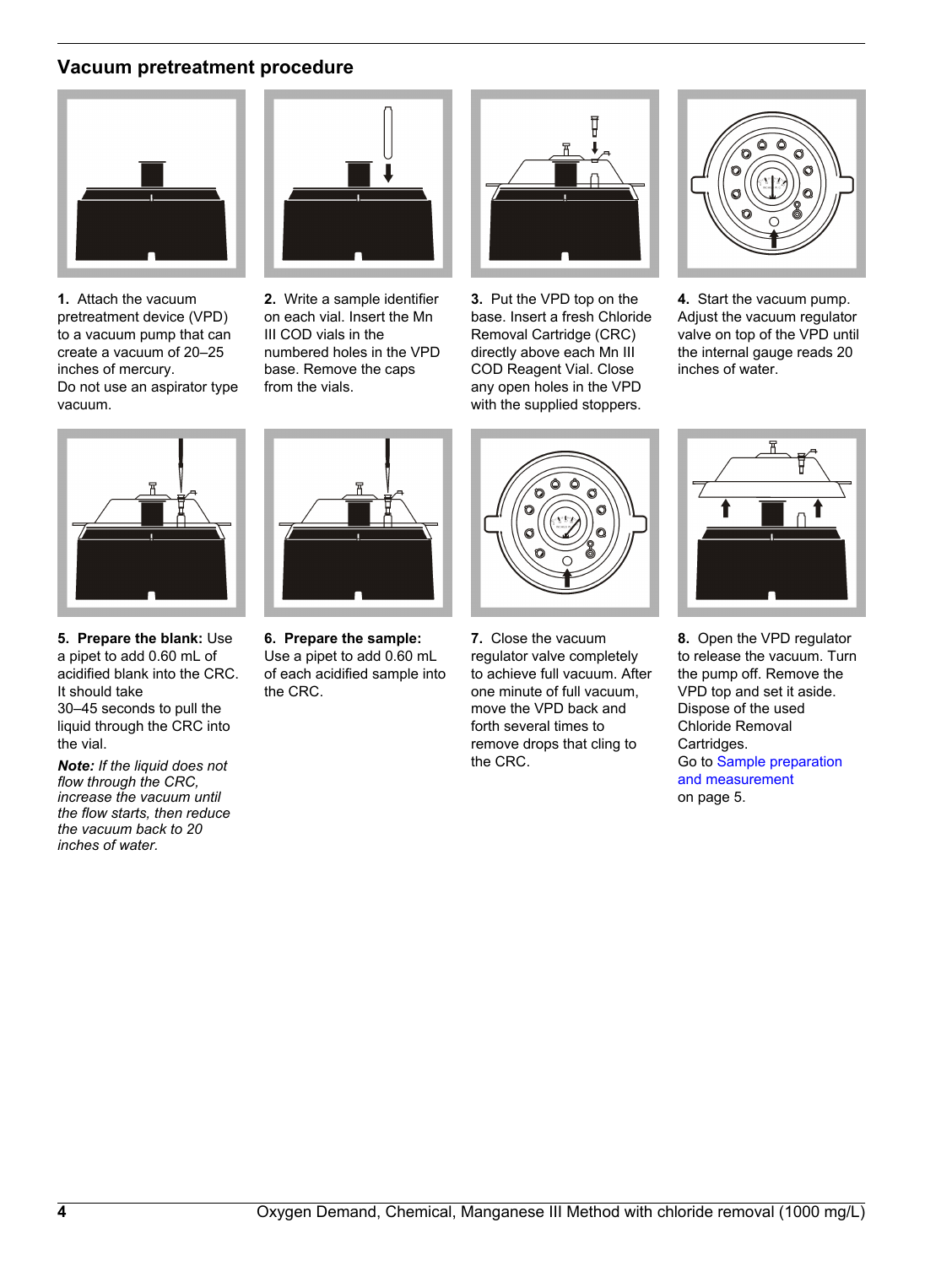## Vacuum pretreatment procedure

1. Attach the vacuum pretreatment device (VPD) to a vacuum pump that can create a vacuum of 20–25 inches of mercury.
Do not use an aspirator type vacuum.

2. Write a sample identifier on each vial. Insert the Mn III COD vials in the numbered holes in the VPD base. Remove the caps from the vials.

3. Put the VPD top on the base. Insert a fresh Chloride Removal Cartridge (CRC) directly above each Mn III COD Reagent Vial. Close any open holes in the VPD with the supplied stoppers.

4. Start the vacuum pump. Adjust the vacuum regulator valve on top of the VPD until the internal gauge reads 20 inches of water.

5. **Prepare the blank:** Use a pipet to add 0.60 mL of acidified blank into the CRC. It should take 30–45 seconds to pull the liquid through the CRC into the vial.

***Note:*** *If the liquid does not flow through the CRC, increase the vacuum until the flow starts, then reduce the vacuum back to 20 inches of water.*

6. **Prepare the sample:** Use a pipet to add 0.60 mL of each acidified sample into the CRC.

7. Close the vacuum regulator valve completely to achieve full vacuum. After one minute of full vacuum, move the VPD back and forth several times to remove drops that cling to the CRC.

8. Open the VPD regulator to release the vacuum. Turn the pump off. Remove the VPD top and set it aside. Dispose of the used Chloride Removal Cartridges.
Go to Sample preparation and measurement on page 5.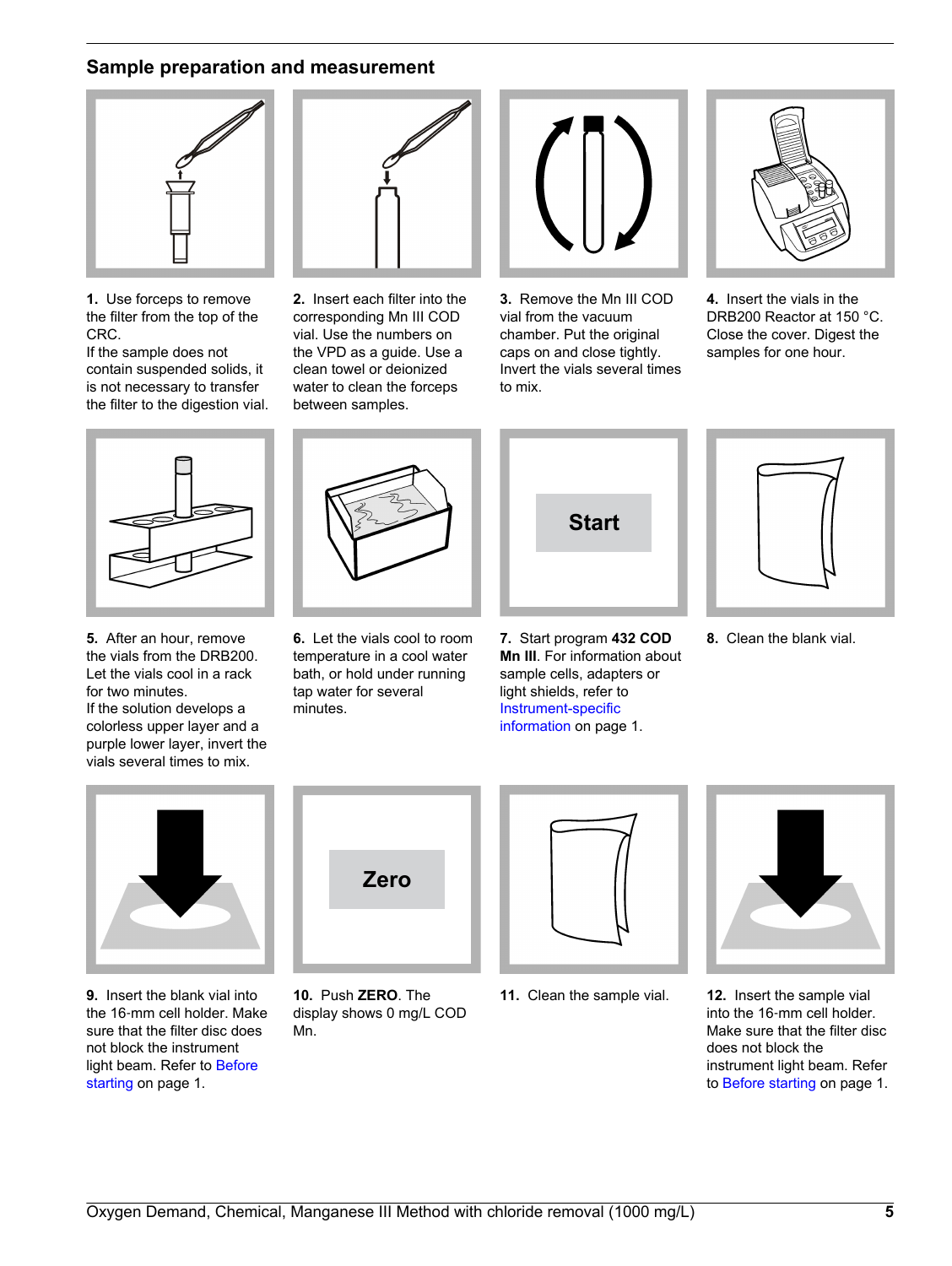## Sample preparation and measurement

1. Use forceps to remove the filter from the top of the CRC.
   If the sample does not contain suspended solids, it is not necessary to transfer the filter to the digestion vial.

2. Insert each filter into the corresponding Mn III COD vial. Use the numbers on the VPD as a guide. Use a clean towel or deionized water to clean the forceps between samples.

3. Remove the Mn III COD vial from the vacuum chamber. Put the original caps on and close tightly. Invert the vials several times to mix.

4. Insert the vials in the DRB200 Reactor at 150 °C. Close the cover. Digest the samples for one hour.

5. After an hour, remove the vials from the DRB200. Let the vials cool in a rack for two minutes.
   If the solution develops a colorless upper layer and a purple lower layer, invert the vials several times to mix.

6. Let the vials cool to room temperature in a cool water bath, or hold under running tap water for several minutes.

7. Start program **432 COD Mn III**. For information about sample cells, adapters or light shields, refer to Instrument-specific information on page 1.

8. Clean the blank vial.

9. Insert the blank vial into the 16-mm cell holder. Make sure that the filter disc does not block the instrument light beam. Refer to Before starting on page 1.

10. Push **ZERO**. The display shows 0 mg/L COD Mn.

11. Clean the sample vial.

12. Insert the sample vial into the 16-mm cell holder. Make sure that the filter disc does not block the instrument light beam. Refer to Before starting on page 1.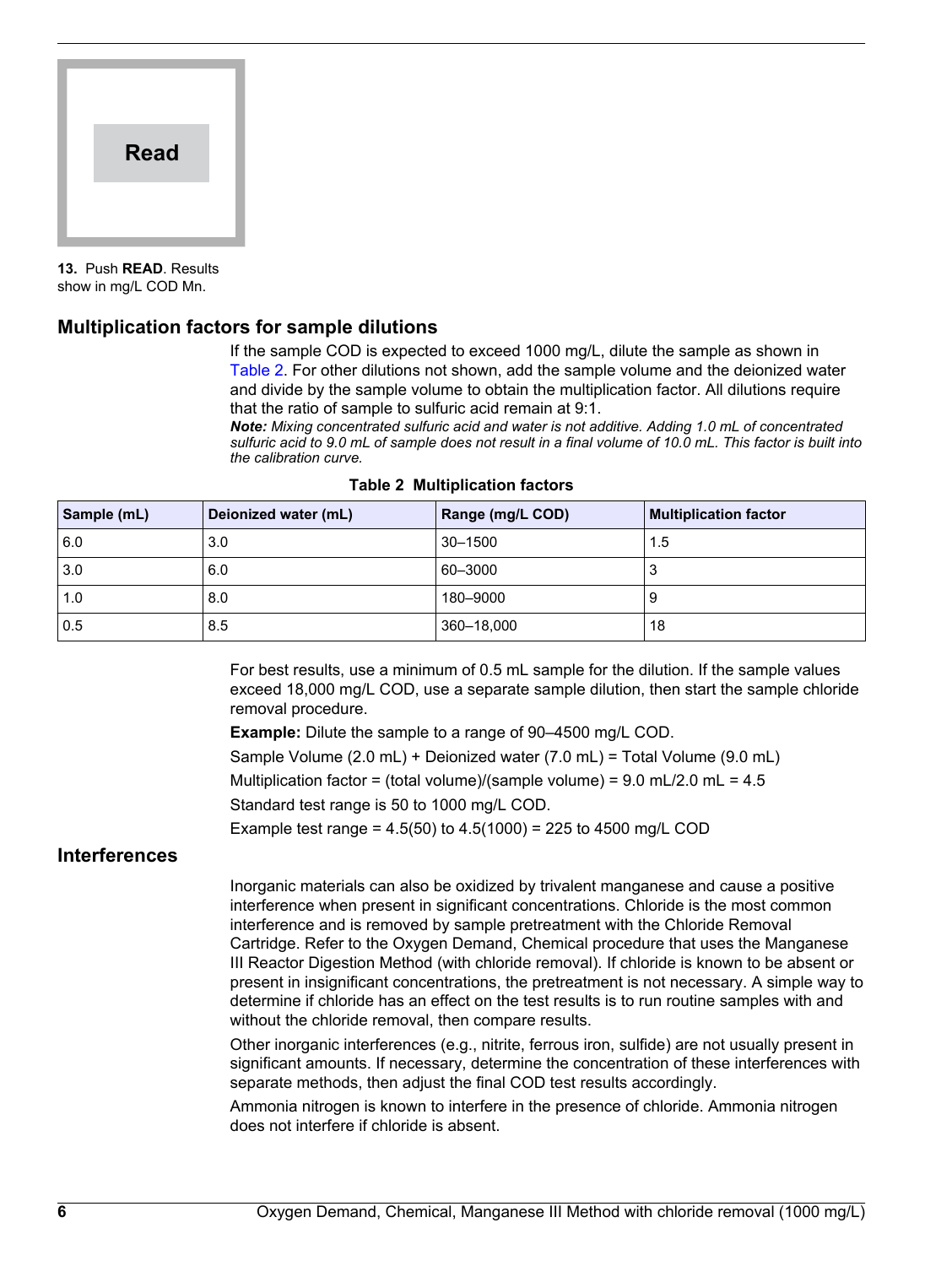Read

**13.** Push **READ**. Results show in mg/L COD Mn.

## Multiplication factors for sample dilutions

If the sample COD is expected to exceed 1000 mg/L, dilute the sample as shown in Table 2. For other dilutions not shown, add the sample volume and the deionized water and divide by the sample volume to obtain the multiplication factor. All dilutions require that the ratio of sample to sulfuric acid remain at 9:1.

***Note:*** *Mixing concentrated sulfuric acid and water is not additive. Adding 1.0 mL of concentrated sulfuric acid to 9.0 mL of sample does not result in a final volume of 10.0 mL. This factor is built into the calibration curve.*

**Table 2 Multiplication factors**

| Sample (mL) | Deionized water (mL) | Range (mg/L COD) | Multiplication factor |
|---|---|---|---|
| 6.0 | 3.0 | 30–1500 | 1.5 |
| 3.0 | 6.0 | 60–3000 | 3 |
| 1.0 | 8.0 | 180–9000 | 9 |
| 0.5 | 8.5 | 360–18,000 | 18 |

For best results, use a minimum of 0.5 mL sample for the dilution. If the sample values exceed 18,000 mg/L COD, use a separate sample dilution, then start the sample chloride removal procedure.

**Example:** Dilute the sample to a range of 90–4500 mg/L COD.

Sample Volume (2.0 mL) + Deionized water (7.0 mL) = Total Volume (9.0 mL)

Multiplication factor = (total volume)/(sample volume) = 9.0 mL/2.0 mL = 4.5

Standard test range is 50 to 1000 mg/L COD.

Example test range = 4.5(50) to 4.5(1000) = 225 to 4500 mg/L COD

## Interferences

Inorganic materials can also be oxidized by trivalent manganese and cause a positive interference when present in significant concentrations. Chloride is the most common interference and is removed by sample pretreatment with the Chloride Removal Cartridge. Refer to the Oxygen Demand, Chemical procedure that uses the Manganese III Reactor Digestion Method (with chloride removal). If chloride is known to be absent or present in insignificant concentrations, the pretreatment is not necessary. A simple way to determine if chloride has an effect on the test results is to run routine samples with and without the chloride removal, then compare results.

Other inorganic interferences (e.g., nitrite, ferrous iron, sulfide) are not usually present in significant amounts. If necessary, determine the concentration of these interferences with separate methods, then adjust the final COD test results accordingly.

Ammonia nitrogen is known to interfere in the presence of chloride. Ammonia nitrogen does not interfere if chloride is absent.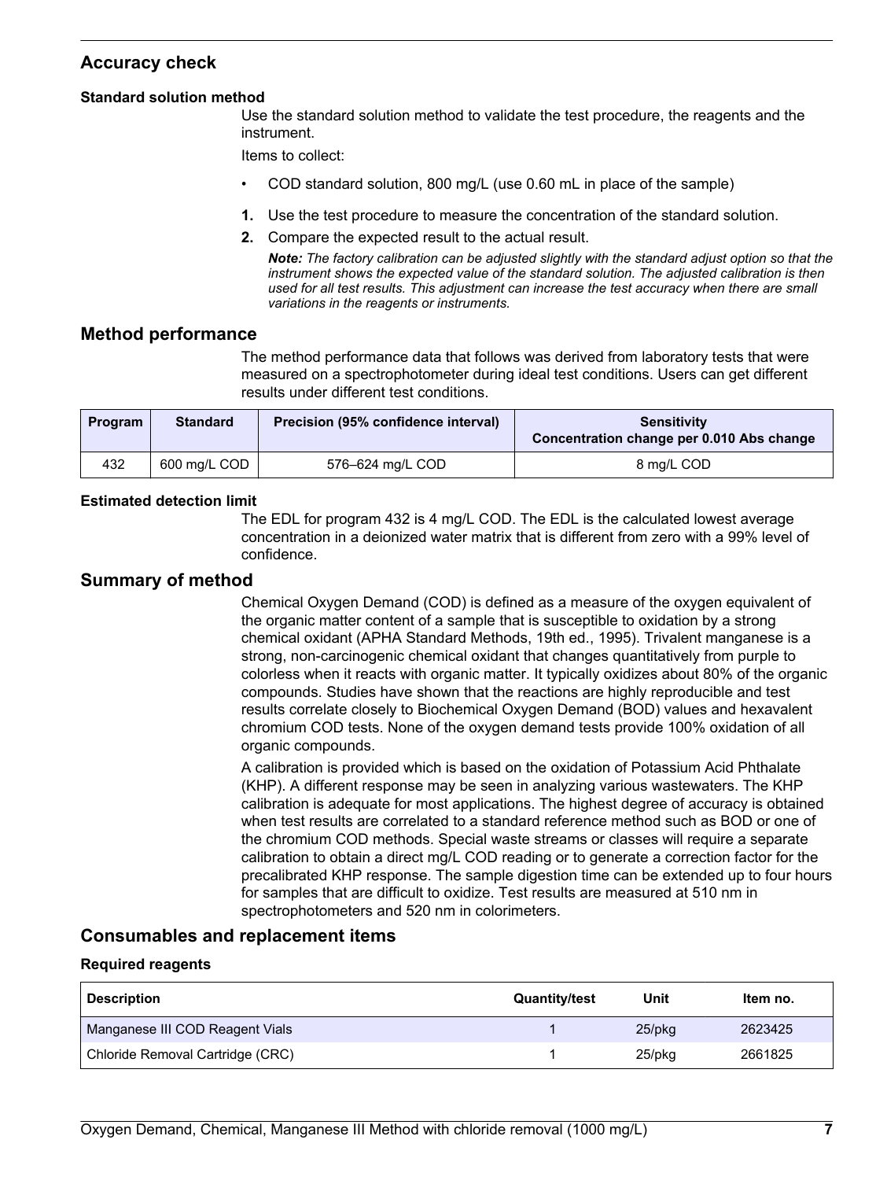## Accuracy check

### Standard solution method

Use the standard solution method to validate the test procedure, the reagents and the instrument.

Items to collect:

- COD standard solution, 800 mg/L (use 0.60 mL in place of the sample)

1. Use the test procedure to measure the concentration of the standard solution.
2. Compare the expected result to the actual result.

   ***Note:*** *The factory calibration can be adjusted slightly with the standard adjust option so that the instrument shows the expected value of the standard solution. The adjusted calibration is then used for all test results. This adjustment can increase the test accuracy when there are small variations in the reagents or instruments.*

## Method performance

The method performance data that follows was derived from laboratory tests that were measured on a spectrophotometer during ideal test conditions. Users can get different results under different test conditions.

| Program | Standard | Precision (95% confidence interval) | Sensitivity Concentration change per 0.010 Abs change |
|---|---|---|---|
| 432 | 600 mg/L COD | 576–624 mg/L COD | 8 mg/L COD |

### Estimated detection limit

The EDL for program 432 is 4 mg/L COD. The EDL is the calculated lowest average concentration in a deionized water matrix that is different from zero with a 99% level of confidence.

## Summary of method

Chemical Oxygen Demand (COD) is defined as a measure of the oxygen equivalent of the organic matter content of a sample that is susceptible to oxidation by a strong chemical oxidant (APHA Standard Methods, 19th ed., 1995). Trivalent manganese is a strong, non-carcinogenic chemical oxidant that changes quantitatively from purple to colorless when it reacts with organic matter. It typically oxidizes about 80% of the organic compounds. Studies have shown that the reactions are highly reproducible and test results correlate closely to Biochemical Oxygen Demand (BOD) values and hexavalent chromium COD tests. None of the oxygen demand tests provide 100% oxidation of all organic compounds.

A calibration is provided which is based on the oxidation of Potassium Acid Phthalate (KHP). A different response may be seen in analyzing various wastewaters. The KHP calibration is adequate for most applications. The highest degree of accuracy is obtained when test results are correlated to a standard reference method such as BOD or one of the chromium COD methods. Special waste streams or classes will require a separate calibration to obtain a direct mg/L COD reading or to generate a correction factor for the precalibrated KHP response. The sample digestion time can be extended up to four hours for samples that are difficult to oxidize. Test results are measured at 510 nm in spectrophotometers and 520 nm in colorimeters.

## Consumables and replacement items

### Required reagents

| Description | Quantity/test | Unit | Item no. |
|---|---|---|---|
| Manganese III COD Reagent Vials | 1 | 25/pkg | 2623425 |
| Chloride Removal Cartridge (CRC) | 1 | 25/pkg | 2661825 |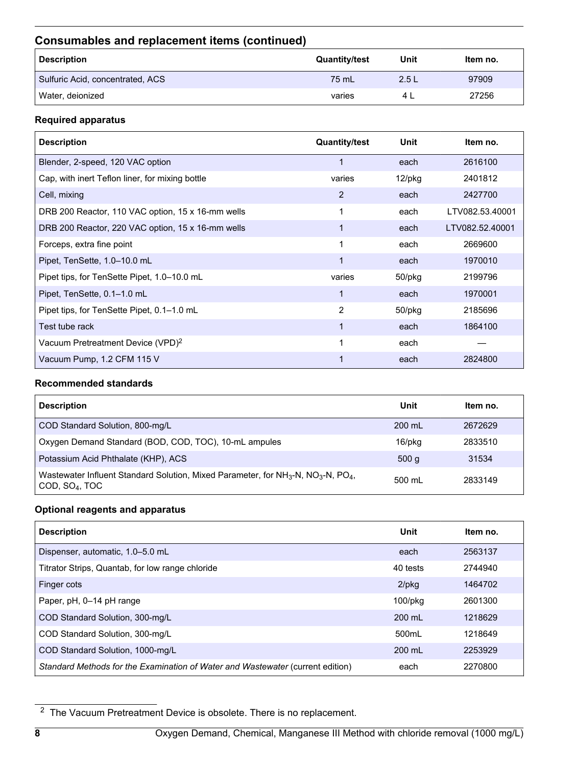## Consumables and replacement items (continued)

| Description | Quantity/test | Unit | Item no. |
|---|---|---|---|
| Sulfuric Acid, concentrated, ACS | 75 mL | 2.5 L | 97909 |
| Water, deionized | varies | 4 L | 27256 |

### Required apparatus

| Description | Quantity/test | Unit | Item no. |
|---|---|---|---|
| Blender, 2-speed, 120 VAC option | 1 | each | 2616100 |
| Cap, with inert Teflon liner, for mixing bottle | varies | 12/pkg | 2401812 |
| Cell, mixing | 2 | each | 2427700 |
| DRB 200 Reactor, 110 VAC option, 15 x 16-mm wells | 1 | each | LTV082.53.40001 |
| DRB 200 Reactor, 220 VAC option, 15 x 16-mm wells | 1 | each | LTV082.52.40001 |
| Forceps, extra fine point | 1 | each | 2669600 |
| Pipet, TenSette, 1.0–10.0 mL | 1 | each | 1970010 |
| Pipet tips, for TenSette Pipet, 1.0–10.0 mL | varies | 50/pkg | 2199796 |
| Pipet, TenSette, 0.1–1.0 mL | 1 | each | 1970001 |
| Pipet tips, for TenSette Pipet, 0.1–1.0 mL | 2 | 50/pkg | 2185696 |
| Test tube rack | 1 | each | 1864100 |
| Vacuum Pretreatment Device (VPD)[2] | 1 | each | — |
| Vacuum Pump, 1.2 CFM 115 V | 1 | each | 2824800 |

### Recommended standards

| Description | Unit | Item no. |
|---|---|---|
| COD Standard Solution, 800-mg/L | 200 mL | 2672629 |
| Oxygen Demand Standard (BOD, COD, TOC), 10-mL ampules | 16/pkg | 2833510 |
| Potassium Acid Phthalate (KHP), ACS | 500 g | 31534 |
| Wastewater Influent Standard Solution, Mixed Parameter, for $NH_3$-N, $NO_3$-N, $PO_4$, COD, $SO_4$, TOC | 500 mL | 2833149 |

### Optional reagents and apparatus

| Description | Unit | Item no. |
|---|---|---|
| Dispenser, automatic, 1.0–5.0 mL | each | 2563137 |
| Titrator Strips, Quantab, for low range chloride | 40 tests | 2744940 |
| Finger cots | 2/pkg | 1464702 |
| Paper, pH, 0–14 pH range | 100/pkg | 2601300 |
| COD Standard Solution, 300-mg/L | 200 mL | 1218629 |
| COD Standard Solution, 300-mg/L | 500mL | 1218649 |
| COD Standard Solution, 1000-mg/L | 200 mL | 2253929 |
| *Standard Methods for the Examination of Water and Wastewater* (current edition) | each | 2270800 |

[2] The Vacuum Pretreatment Device is obsolete. There is no replacement.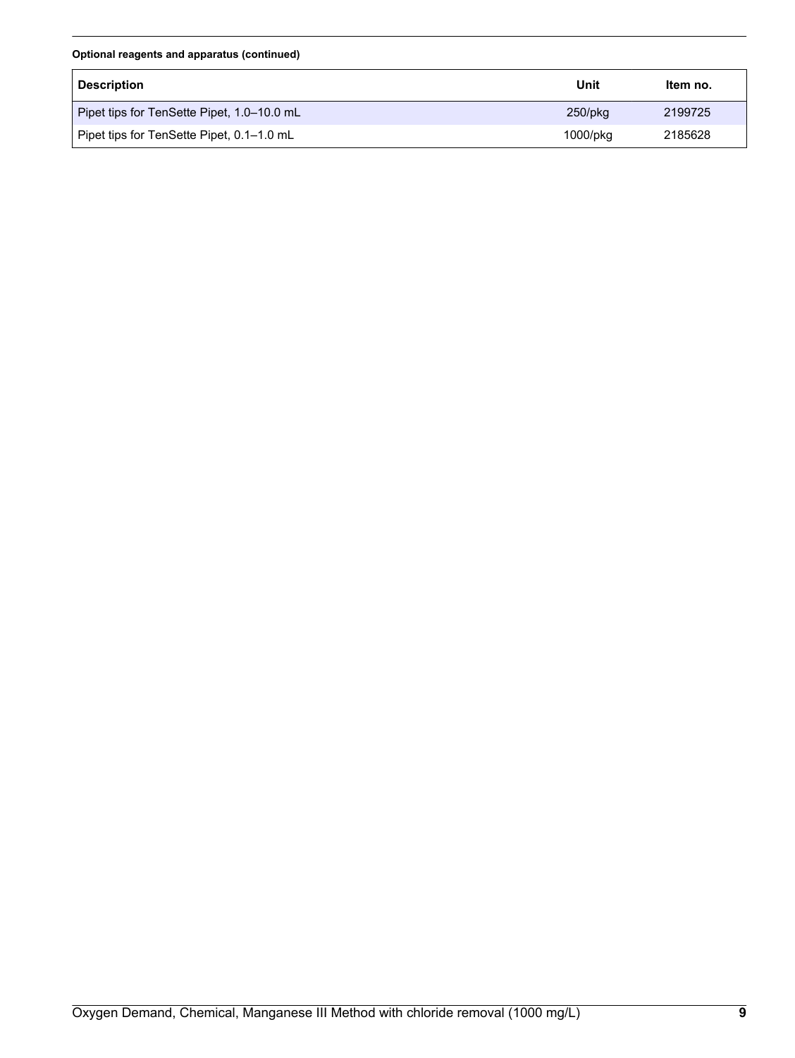**Optional reagents and apparatus (continued)**

| Description | Unit | Item no. |
| --- | --- | --- |
| Pipet tips for TenSette Pipet, 1.0–10.0 mL | 250/pkg | 2199725 |
| Pipet tips for TenSette Pipet, 0.1–1.0 mL | 1000/pkg | 2185628 |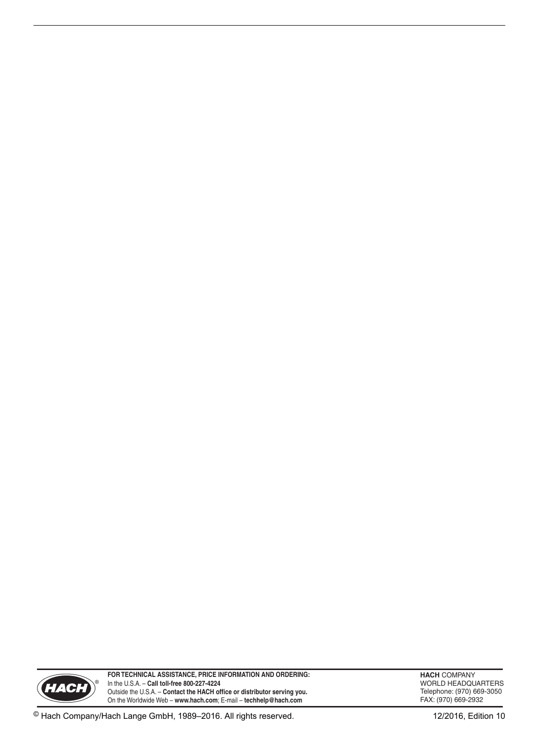**FOR TECHNICAL ASSISTANCE, PRICE INFORMATION AND ORDERING:**
In the U.S.A. – **Call toll-free 800-227-4224**
Outside the U.S.A. – **Contact the HACH office or distributor serving you.**
On the Worldwide Web – **www.hach.com**; E-mail – **techhelp@hach.com**

**HACH** COMPANY
WORLD HEADQUARTERS
Telephone: (970) 669-3050
FAX: (970) 669-2932

© Hach Company/Hach Lange GmbH, 1989–2016. All rights reserved.

12/2016, Edition 10